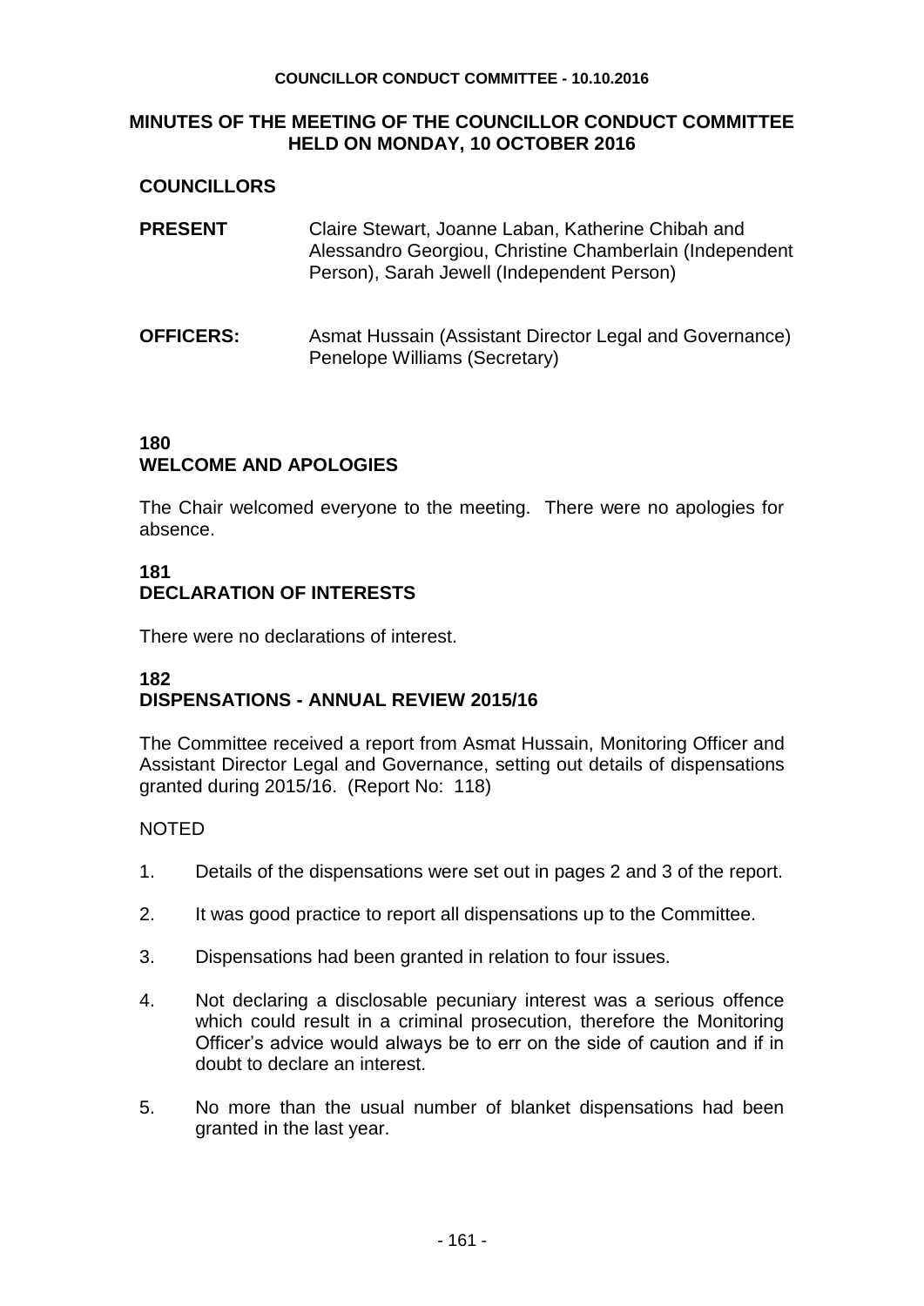# MINUTES OF THE MEETING OF THE COUNCILLOR CONDUCT COMMITTEE HELD ON MONDAY, 10 OCTOBER 2016

## COUNCILLORS

| | |
|---|---|
| **PRESENT** | Claire Stewart, Joanne Laban, Katherine Chibah and Alessandro Georgiou, Christine Chamberlain (Independent Person), Sarah Jewell (Independent Person) |
| **OFFICERS:** | Asmat Hussain (Assistant Director Legal and Governance) Penelope Williams (Secretary) |

### 180
### WELCOME AND APOLOGIES

The Chair welcomed everyone to the meeting. There were no apologies for absence.

### 181
### DECLARATION OF INTERESTS

There were no declarations of interest.

### 182
### DISPENSATIONS - ANNUAL REVIEW 2015/16

The Committee received a report from Asmat Hussain, Monitoring Officer and Assistant Director Legal and Governance, setting out details of dispensations granted during 2015/16. (Report No: 118)

NOTED

1. Details of the dispensations were set out in pages 2 and 3 of the report.
2. It was good practice to report all dispensations up to the Committee.
3. Dispensations had been granted in relation to four issues.
4. Not declaring a disclosable pecuniary interest was a serious offence which could result in a criminal prosecution, therefore the Monitoring Officer's advice would always be to err on the side of caution and if in doubt to declare an interest.
5. No more than the usual number of blanket dispensations had been granted in the last year.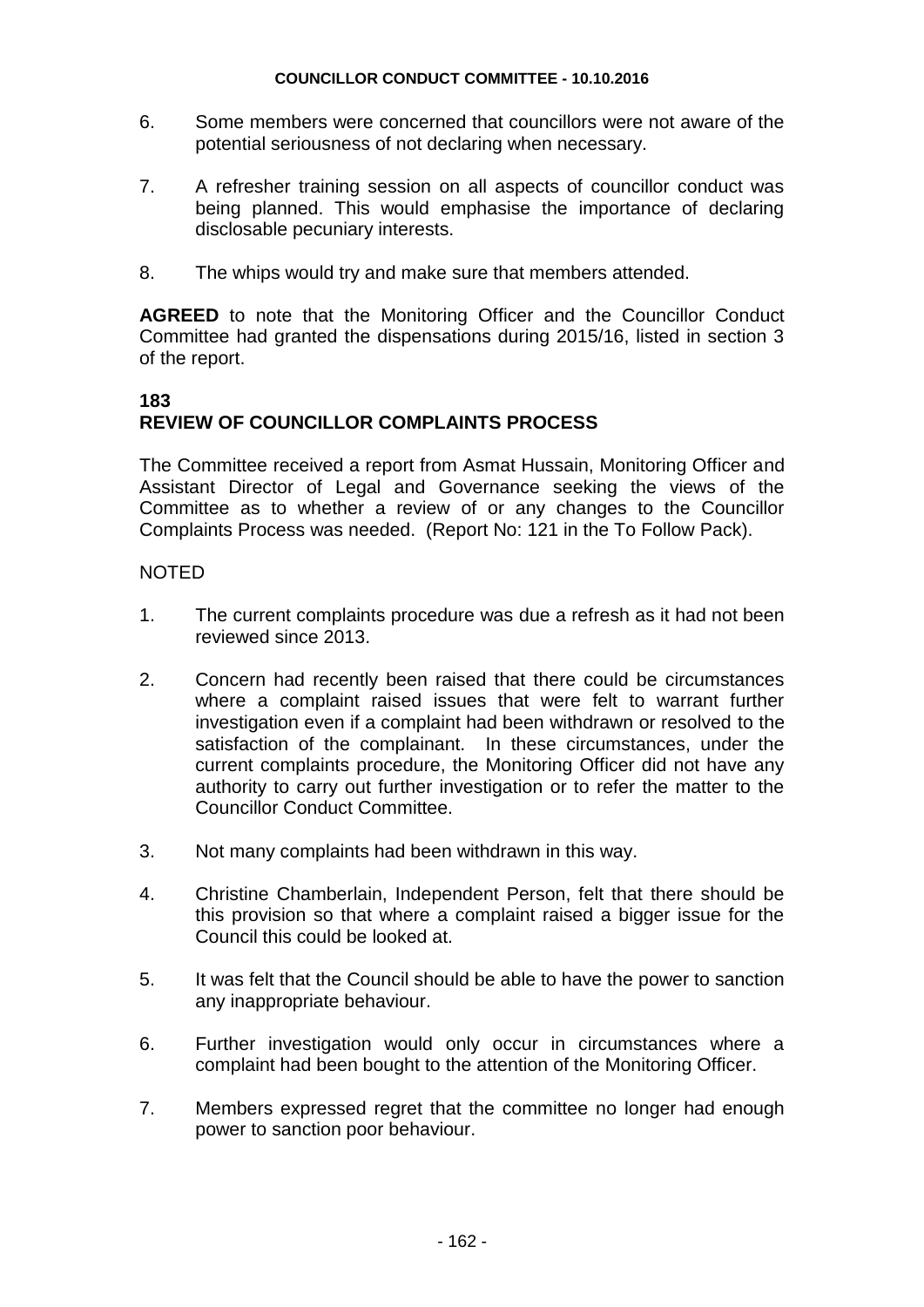6. Some members were concerned that councillors were not aware of the potential seriousness of not declaring when necessary.

7. A refresher training session on all aspects of councillor conduct was being planned. This would emphasise the importance of declaring disclosable pecuniary interests.

8. The whips would try and make sure that members attended.

**AGREED** to note that the Monitoring Officer and the Councillor Conduct Committee had granted the dispensations during 2015/16, listed in section 3 of the report.

## 183
## REVIEW OF COUNCILLOR COMPLAINTS PROCESS

The Committee received a report from Asmat Hussain, Monitoring Officer and Assistant Director of Legal and Governance seeking the views of the Committee as to whether a review of or any changes to the Councillor Complaints Process was needed. (Report No: 121 in the To Follow Pack).

NOTED

1. The current complaints procedure was due a refresh as it had not been reviewed since 2013.

2. Concern had recently been raised that there could be circumstances where a complaint raised issues that were felt to warrant further investigation even if a complaint had been withdrawn or resolved to the satisfaction of the complainant. In these circumstances, under the current complaints procedure, the Monitoring Officer did not have any authority to carry out further investigation or to refer the matter to the Councillor Conduct Committee.

3. Not many complaints had been withdrawn in this way.

4. Christine Chamberlain, Independent Person, felt that there should be this provision so that where a complaint raised a bigger issue for the Council this could be looked at.

5. It was felt that the Council should be able to have the power to sanction any inappropriate behaviour.

6. Further investigation would only occur in circumstances where a complaint had been bought to the attention of the Monitoring Officer.

7. Members expressed regret that the committee no longer had enough power to sanction poor behaviour.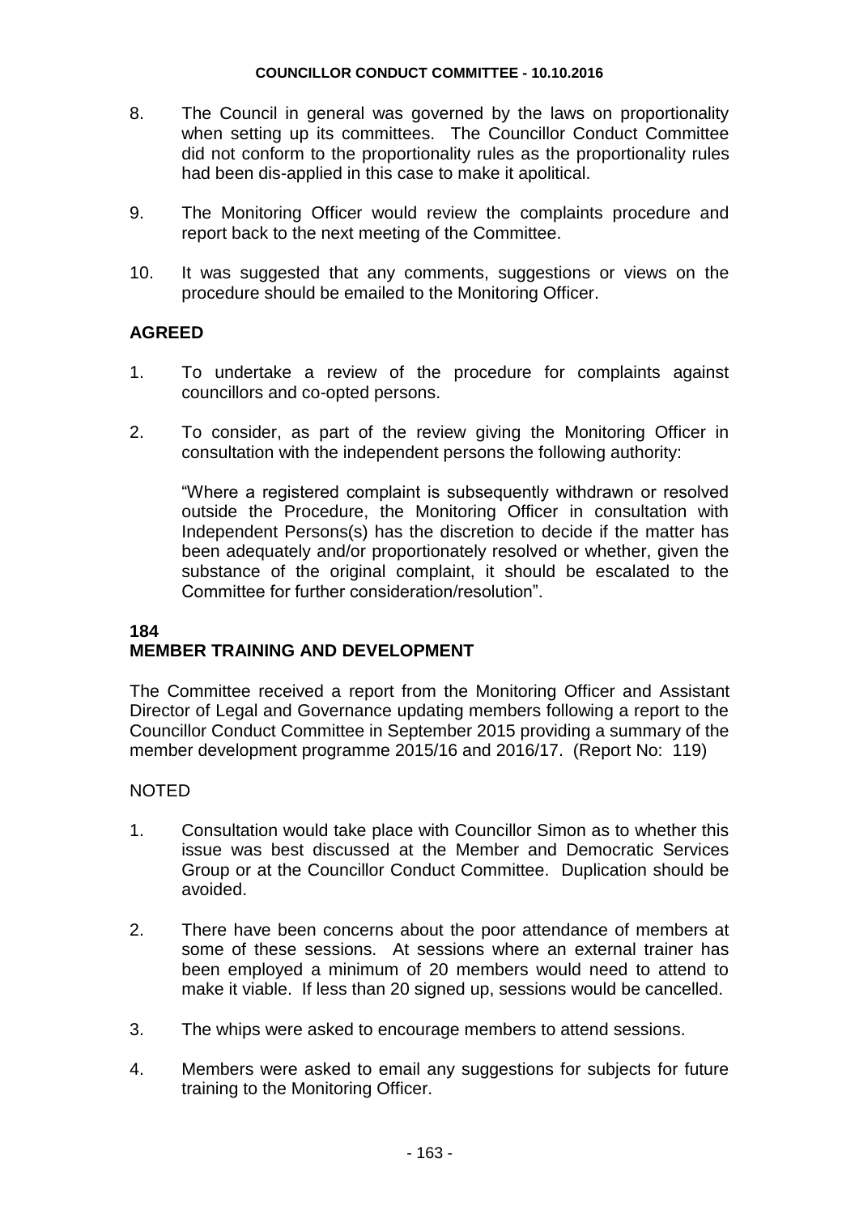8. The Council in general was governed by the laws on proportionality when setting up its committees. The Councillor Conduct Committee did not conform to the proportionality rules as the proportionality rules had been dis-applied in this case to make it apolitical.

9. The Monitoring Officer would review the complaints procedure and report back to the next meeting of the Committee.

10. It was suggested that any comments, suggestions or views on the procedure should be emailed to the Monitoring Officer.

**AGREED**

1. To undertake a review of the procedure for complaints against councillors and co-opted persons.

2. To consider, as part of the review giving the Monitoring Officer in consultation with the independent persons the following authority:

   "Where a registered complaint is subsequently withdrawn or resolved outside the Procedure, the Monitoring Officer in consultation with Independent Persons(s) has the discretion to decide if the matter has been adequately and/or proportionately resolved or whether, given the substance of the original complaint, it should be escalated to the Committee for further consideration/resolution".

**184**
**MEMBER TRAINING AND DEVELOPMENT**

The Committee received a report from the Monitoring Officer and Assistant Director of Legal and Governance updating members following a report to the Councillor Conduct Committee in September 2015 providing a summary of the member development programme 2015/16 and 2016/17. (Report No: 119)

NOTED

1. Consultation would take place with Councillor Simon as to whether this issue was best discussed at the Member and Democratic Services Group or at the Councillor Conduct Committee. Duplication should be avoided.

2. There have been concerns about the poor attendance of members at some of these sessions. At sessions where an external trainer has been employed a minimum of 20 members would need to attend to make it viable. If less than 20 signed up, sessions would be cancelled.

3. The whips were asked to encourage members to attend sessions.

4. Members were asked to email any suggestions for subjects for future training to the Monitoring Officer.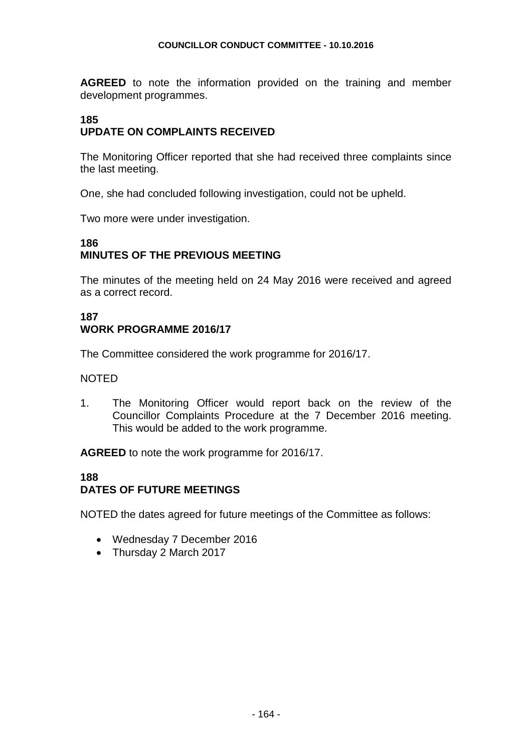**AGREED** to note the information provided on the training and member development programmes.

## 185
## UPDATE ON COMPLAINTS RECEIVED

The Monitoring Officer reported that she had received three complaints since the last meeting.

One, she had concluded following investigation, could not be upheld.

Two more were under investigation.

## 186
## MINUTES OF THE PREVIOUS MEETING

The minutes of the meeting held on 24 May 2016 were received and agreed as a correct record.

## 187
## WORK PROGRAMME 2016/17

The Committee considered the work programme for 2016/17.

NOTED

1. The Monitoring Officer would report back on the review of the Councillor Complaints Procedure at the 7 December 2016 meeting. This would be added to the work programme.

**AGREED** to note the work programme for 2016/17.

## 188
## DATES OF FUTURE MEETINGS

NOTED the dates agreed for future meetings of the Committee as follows:

- Wednesday 7 December 2016
- Thursday 2 March 2017